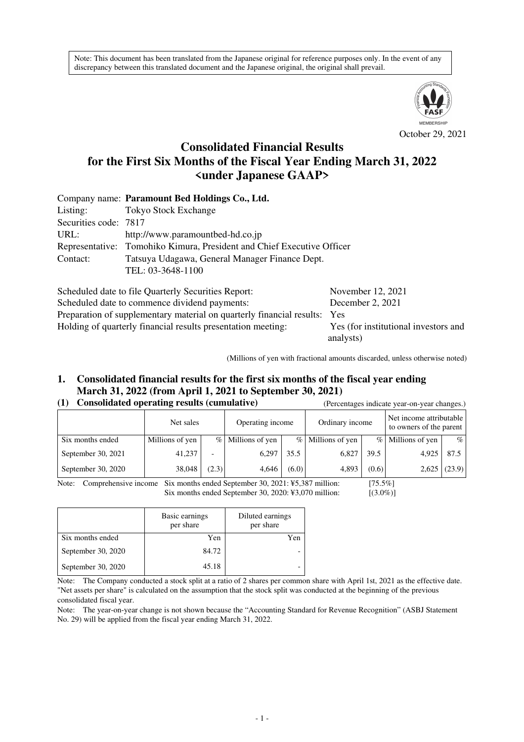Note: This document has been translated from the Japanese original for reference purposes only. In the event of any discrepancy between this translated document and the Japanese original, the original shall prevail.

October 29, 2021

# Consolidated Financial Results for the First Six Months of the Fiscal Year Ending March 31, 2022 <under Japanese GAAP>

Company name: **Paramount Bed Holdings Co., Ltd.**
Listing: Tokyo Stock Exchange
Securities code: 7817
URL: http://www.paramountbed-hd.co.jp
Representative: Tomohiko Kimura, President and Chief Executive Officer
Contact: Tatsuya Udagawa, General Manager Finance Dept.
TEL: 03-3648-1100

Scheduled date to file Quarterly Securities Report: November 12, 2021
Scheduled date to commence dividend payments: December 2, 2021
Preparation of supplementary material on quarterly financial results: Yes
Holding of quarterly financial results presentation meeting: Yes (for institutional investors and analysts)

(Millions of yen with fractional amounts discarded, unless otherwise noted)

## 1. Consolidated financial results for the first six months of the fiscal year ending March 31, 2022 (from April 1, 2021 to September 30, 2021)

### (1) Consolidated operating results (cumulative)

(Percentages indicate year-on-year changes.)

| | Net sales | | Operating income | | Ordinary income | | Net income attributable to owners of the parent | |
|---|---|---|---|---|---|---|---|---|
| Six months ended | Millions of yen | % | Millions of yen | % | Millions of yen | % | Millions of yen | % |
| September 30, 2021 | 41,237 | - | 6,297 | 35.5 | 6,827 | 39.5 | 4,925 | 87.5 |
| September 30, 2020 | 38,048 | (2.3) | 4,646 | (6.0) | 4,893 | (0.6) | 2,625 | (23.9) |

Note: Comprehensive income Six months ended September 30, 2021: ¥5,387 million: [75.5%]
Six months ended September 30, 2020: ¥3,070 million: [(3.0%)]

| | Basic earnings per share | Diluted earnings per share |
|---|---|---|
| Six months ended | Yen | Yen |
| September 30, 2020 | 84.72 | - |
| September 30, 2020 | 45.18 | - |

Note: The Company conducted a stock split at a ratio of 2 shares per common share with April 1st, 2021 as the effective date. "Net assets per share" is calculated on the assumption that the stock split was conducted at the beginning of the previous consolidated fiscal year.

Note: The year-on-year change is not shown because the "Accounting Standard for Revenue Recognition" (ASBJ Statement No. 29) will be applied from the fiscal year ending March 31, 2022.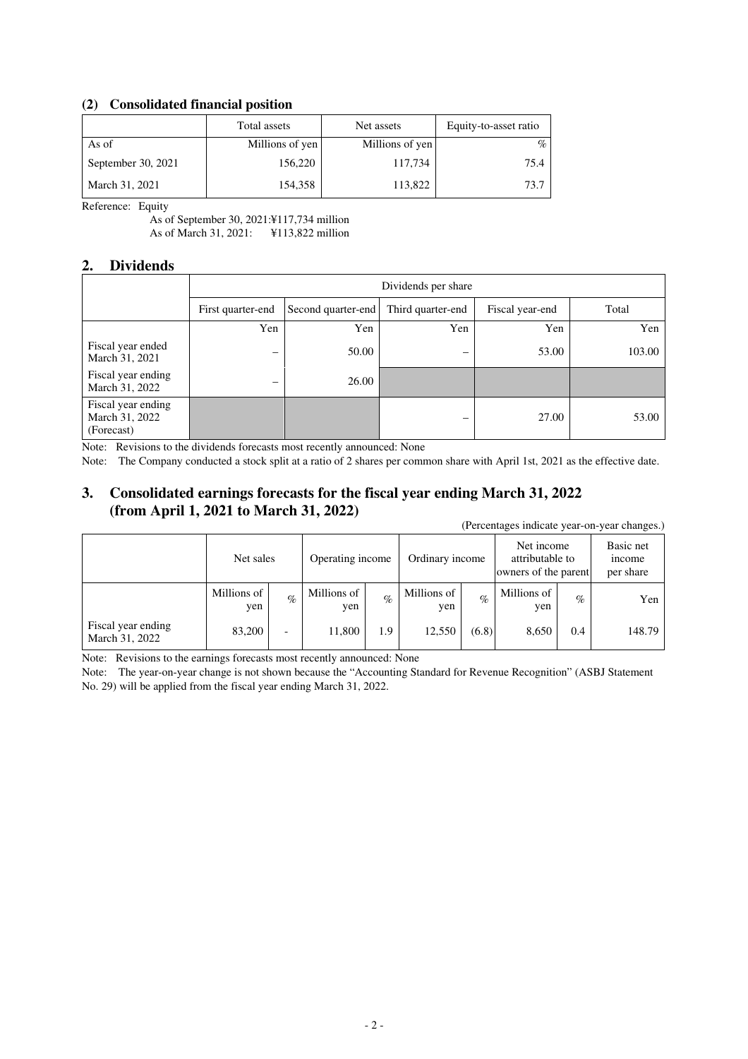### (2) Consolidated financial position

| | Total assets | Net assets | Equity-to-asset ratio |
|---|---|---|---|
| As of | Millions of yen | Millions of yen | % |
| September 30, 2021 | 156,220 | 117,734 | 75.4 |
| March 31, 2021 | 154,358 | 113,822 | 73.7 |

Reference: Equity

As of September 30, 2021:¥117,734 million

As of March 31, 2021: ¥113,822 million

## 2. Dividends

| | Dividends per share | | | | |
|---|---|---|---|---|---|
| | First quarter-end | Second quarter-end | Third quarter-end | Fiscal year-end | Total |
| | Yen | Yen | Yen | Yen | Yen |
| Fiscal year ended March 31, 2021 | – | 50.00 | – | 53.00 | 103.00 |
| Fiscal year ending March 31, 2022 | – | 26.00 | | | |
| Fiscal year ending March 31, 2022 (Forecast) | | | – | 27.00 | 53.00 |

Note: Revisions to the dividends forecasts most recently announced: None

Note: The Company conducted a stock split at a ratio of 2 shares per common share with April 1st, 2021 as the effective date.

## 3. Consolidated earnings forecasts for the fiscal year ending March 31, 2022 (from April 1, 2021 to March 31, 2022)

(Percentages indicate year-on-year changes.)

| | Net sales | | Operating income | | Ordinary income | | Net income attributable to owners of the parent | | Basic net income per share |
|---|---|---|---|---|---|---|---|---|---|
| | Millions of yen | % | Millions of yen | % | Millions of yen | % | Millions of yen | % | Yen |
| Fiscal year ending March 31, 2022 | 83,200 | - | 11,800 | 1.9 | 12,550 | (6.8) | 8,650 | 0.4 | 148.79 |

Note: Revisions to the earnings forecasts most recently announced: None

Note: The year-on-year change is not shown because the "Accounting Standard for Revenue Recognition" (ASBJ Statement No. 29) will be applied from the fiscal year ending March 31, 2022.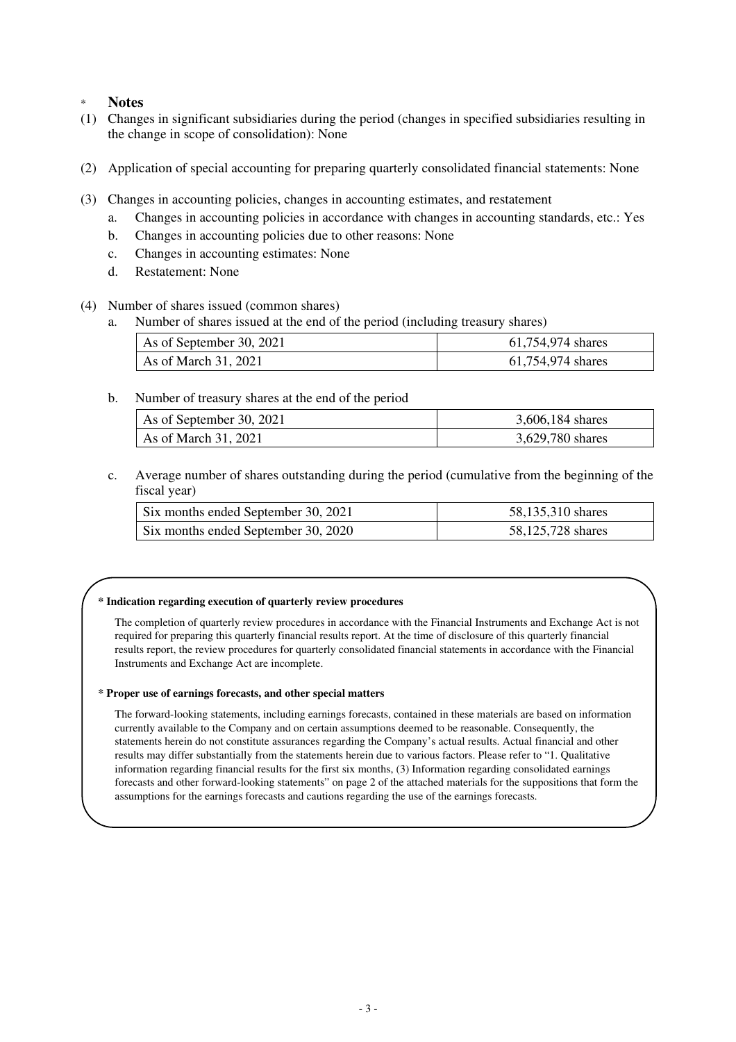\* **Notes**

(1) Changes in significant subsidiaries during the period (changes in specified subsidiaries resulting in the change in scope of consolidation): None

(2) Application of special accounting for preparing quarterly consolidated financial statements: None

(3) Changes in accounting policies, changes in accounting estimates, and restatement

   a. Changes in accounting policies in accordance with changes in accounting standards, etc.: Yes
   b. Changes in accounting policies due to other reasons: None
   c. Changes in accounting estimates: None
   d. Restatement: None

(4) Number of shares issued (common shares)

   a. Number of shares issued at the end of the period (including treasury shares)

| | |
|---|---|
| As of September 30, 2021 | 61,754,974 shares |
| As of March 31, 2021 | 61,754,974 shares |

   b. Number of treasury shares at the end of the period

| | |
|---|---|
| As of September 30, 2021 | 3,606,184 shares |
| As of March 31, 2021 | 3,629,780 shares |

   c. Average number of shares outstanding during the period (cumulative from the beginning of the fiscal year)

| | |
|---|---|
| Six months ended September 30, 2021 | 58,135,310 shares |
| Six months ended September 30, 2020 | 58,125,728 shares |

**\* Indication regarding execution of quarterly review procedures**

The completion of quarterly review procedures in accordance with the Financial Instruments and Exchange Act is not required for preparing this quarterly financial results report. At the time of disclosure of this quarterly financial results report, the review procedures for quarterly consolidated financial statements in accordance with the Financial Instruments and Exchange Act are incomplete.

**\* Proper use of earnings forecasts, and other special matters**

The forward-looking statements, including earnings forecasts, contained in these materials are based on information currently available to the Company and on certain assumptions deemed to be reasonable. Consequently, the statements herein do not constitute assurances regarding the Company's actual results. Actual financial and other results may differ substantially from the statements herein due to various factors. Please refer to "1. Qualitative information regarding financial results for the first six months, (3) Information regarding consolidated earnings forecasts and other forward-looking statements" on page 2 of the attached materials for the suppositions that form the assumptions for the earnings forecasts and cautions regarding the use of the earnings forecasts.